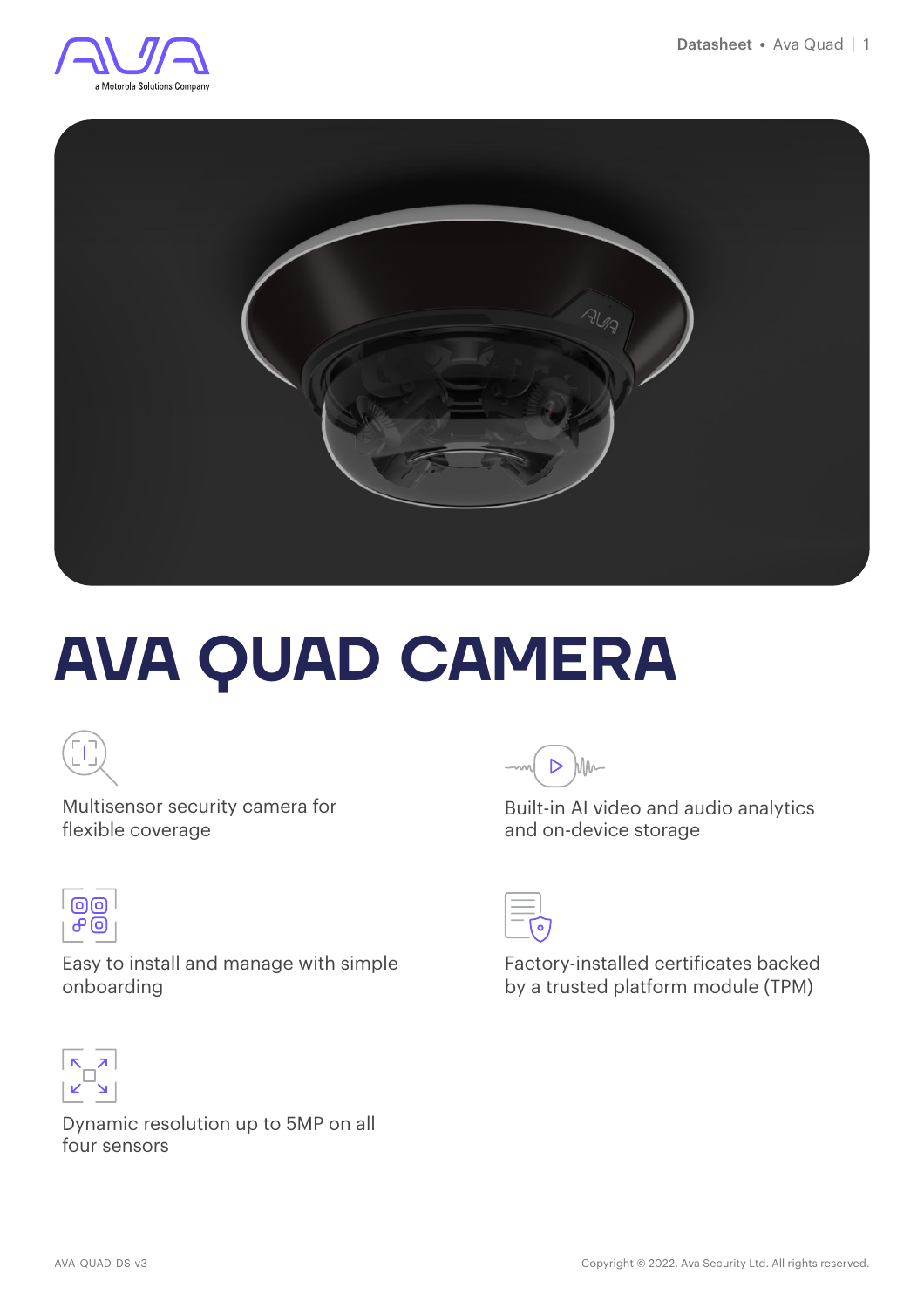# AVA QUAD CAMERA

- Multisensor security camera for flexible coverage
- Built-in AI video and audio analytics and on-device storage
- Easy to install and manage with simple onboarding
- Factory-installed certificates backed by a trusted platform module (TPM)
- Dynamic resolution up to 5MP on all four sensors

AVA-QUAD-DS-v3

Copyright © 2022, Ava Security Ltd. All rights reserved.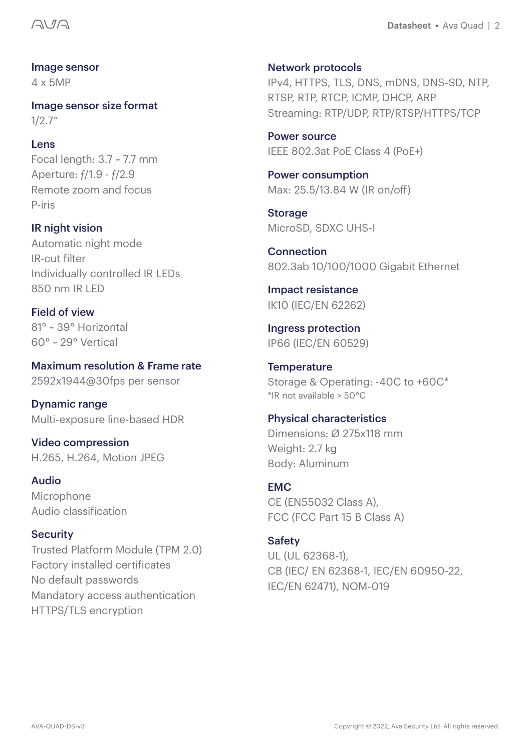### Image sensor
4 x 5MP

### Image sensor size format
1/2.7”

### Lens
Focal length: 3.7 ~ 7.7 mm
Aperture: ƒ/1.9 - ƒ/2.9
Remote zoom and focus
P-iris

### IR night vision
Automatic night mode
IR-cut filter
Individually controlled IR LEDs
850 nm IR LED

### Field of view
81° ~ 39° Horizontal
60° ~ 29° Vertical

### Maximum resolution & Frame rate
2592x1944@30fps per sensor

### Dynamic range
Multi-exposure line-based HDR

### Video compression
H.265, H.264, Motion JPEG

### Audio
Microphone
Audio classification

### Security
Trusted Platform Module (TPM 2.0)
Factory installed certificates
No default passwords
Mandatory access authentication
HTTPS/TLS encryption

### Network protocols
IPv4, HTTPS, TLS, DNS, mDNS, DNS-SD, NTP, RTSP, RTP, RTCP, ICMP, DHCP, ARP
Streaming: RTP/UDP, RTP/RTSP/HTTPS/TCP

### Power source
IEEE 802.3at PoE Class 4 (PoE+)

### Power consumption
Max: 25.5/13.84 W (IR on/off)

### Storage
MicroSD, SDXC UHS-I

### Connection
802.3ab 10/100/1000 Gigabit Ethernet

### Impact resistance
IK10 (IEC/EN 62262)

### Ingress protection
IP66 (IEC/EN 60529)

### Temperature
Storage & Operating: -40C to +60C*
*IR not available > 50°C

### Physical characteristics
Dimensions: Ø 275x118 mm
Weight: 2.7 kg
Body: Aluminum

### EMC
CE (EN55032 Class A),
FCC (FCC Part 15 B Class A)

### Safety
UL (UL 62368-1),
CB (IEC/ EN 62368-1, IEC/EN 60950-22, IEC/EN 62471), NOM-019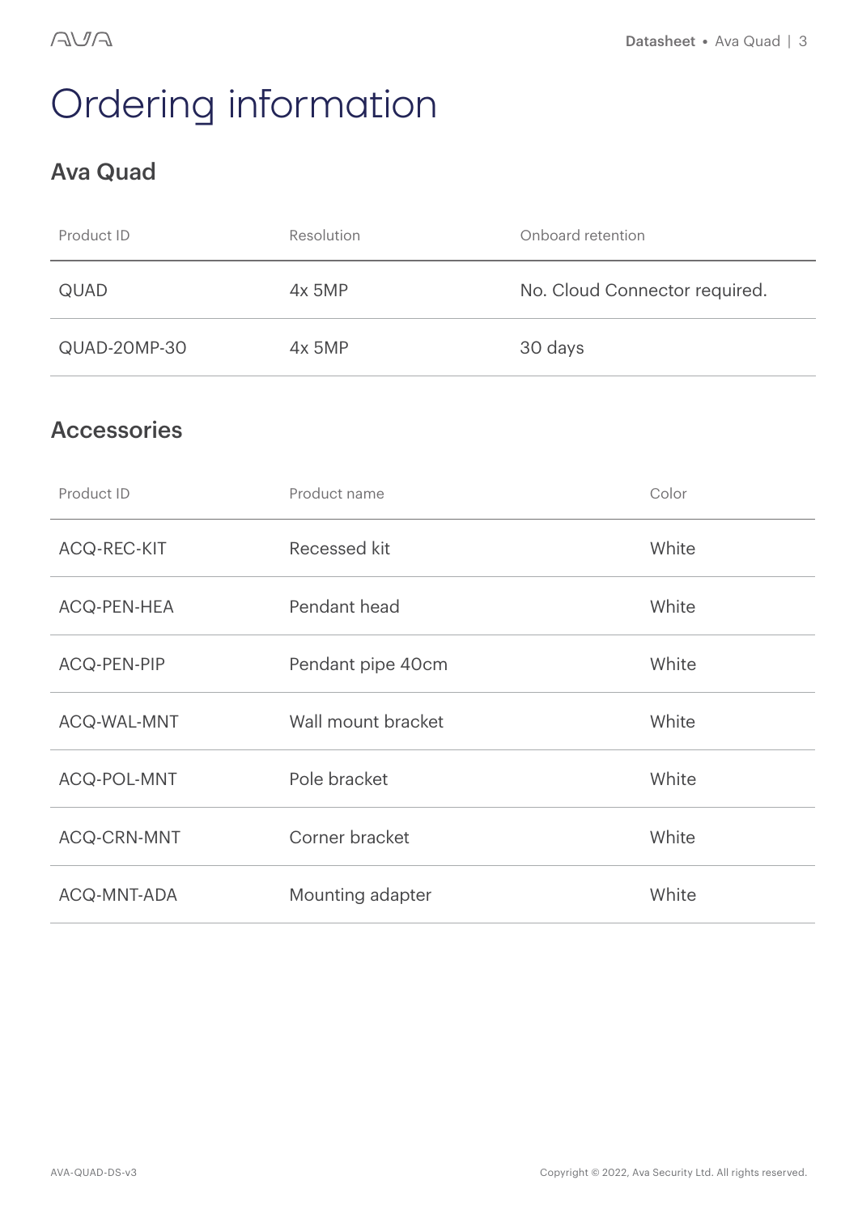# Ordering information

## Ava Quad

| Product ID | Resolution | Onboard retention |
|---|---|---|
| QUAD | 4x 5MP | No. Cloud Connector required. |
| QUAD-20MP-30 | 4x 5MP | 30 days |

## Accessories

| Product ID | Product name | Color |
|---|---|---|
| ACQ-REC-KIT | Recessed kit | White |
| ACQ-PEN-HEA | Pendant head | White |
| ACQ-PEN-PIP | Pendant pipe 40cm | White |
| ACQ-WAL-MNT | Wall mount bracket | White |
| ACQ-POL-MNT | Pole bracket | White |
| ACQ-CRN-MNT | Corner bracket | White |
| ACQ-MNT-ADA | Mounting adapter | White |